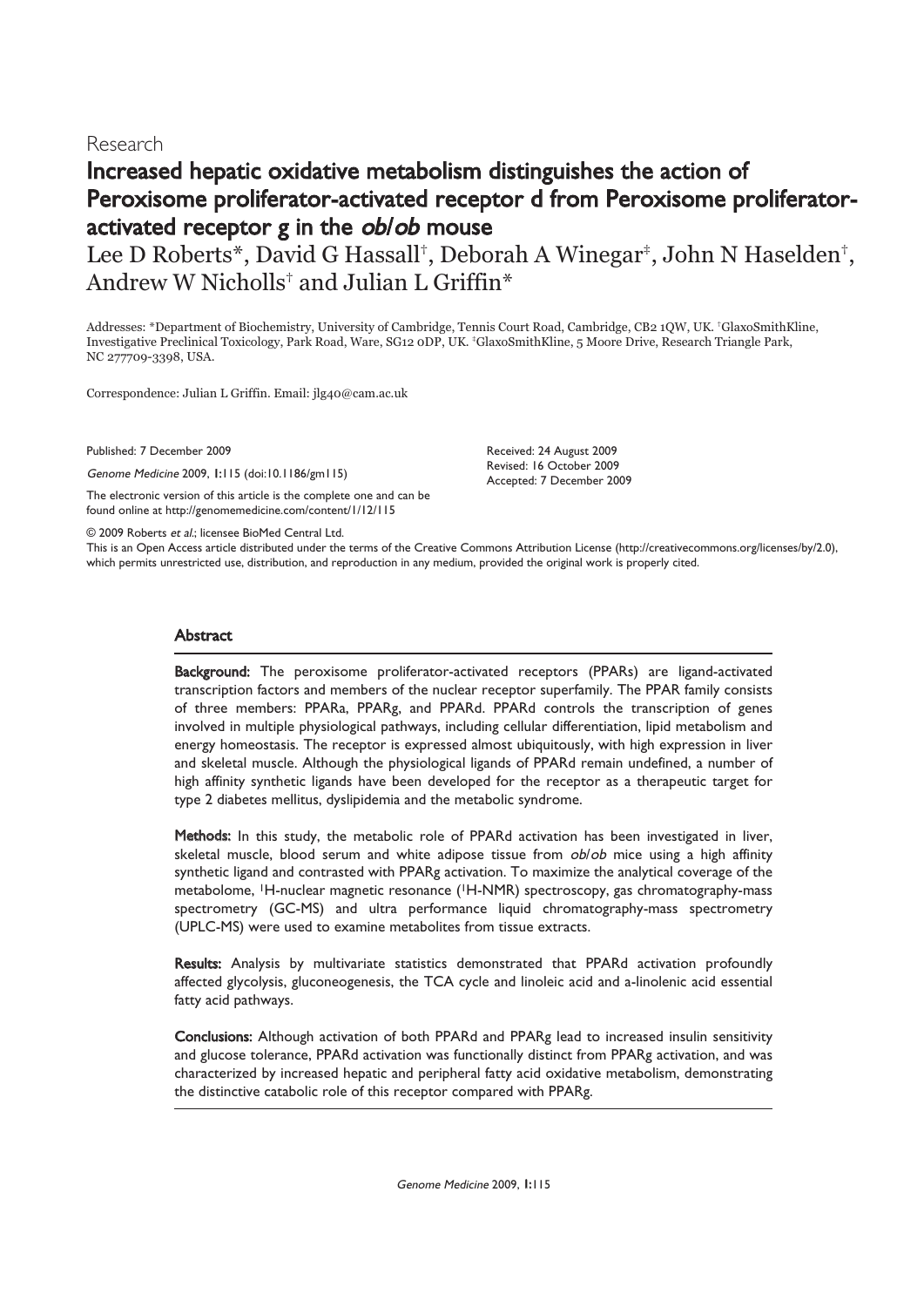Research

# Increased hepatic oxidative metabolism distinguishes the action of Peroxisome proliferator-activated receptor d from Peroxisome proliferator-activated receptor g in the *ob*/*ob* mouse

Lee D Roberts*, David G Hassall†, Deborah A Winegar‡, John N Haselden†, Andrew W Nicholls† and Julian L Griffin*

Addresses: *Department of Biochemistry, University of Cambridge, Tennis Court Road, Cambridge, CB2 1QW, UK. †GlaxoSmithKline, Investigative Preclinical Toxicology, Park Road, Ware, SG12 0DP, UK. ‡GlaxoSmithKline, 5 Moore Drive, Research Triangle Park, NC 277709-3398, USA.

Correspondence: Julian L Griffin. Email: jlg40@cam.ac.uk

Published: 7 December 2009

*Genome Medicine* 2009, **1**:115 (doi:10.1186/gm115)

The electronic version of this article is the complete one and can be found online at http://genomemedicine.com/content/1/12/115

Received: 24 August 2009
Revised: 16 October 2009
Accepted: 7 December 2009

© 2009 Roberts *et al.*; licensee BioMed Central Ltd.
This is an Open Access article distributed under the terms of the Creative Commons Attribution License (http://creativecommons.org/licenses/by/2.0), which permits unrestricted use, distribution, and reproduction in any medium, provided the original work is properly cited.

## Abstract

**Background:** The peroxisome proliferator-activated receptors (PPARs) are ligand-activated transcription factors and members of the nuclear receptor superfamily. The PPAR family consists of three members: PPARa, PPARg, and PPARd. PPARd controls the transcription of genes involved in multiple physiological pathways, including cellular differentiation, lipid metabolism and energy homeostasis. The receptor is expressed almost ubiquitously, with high expression in liver and skeletal muscle. Although the physiological ligands of PPARd remain undefined, a number of high affinity synthetic ligands have been developed for the receptor as a therapeutic target for type 2 diabetes mellitus, dyslipidemia and the metabolic syndrome.

**Methods:** In this study, the metabolic role of PPARd activation has been investigated in liver, skeletal muscle, blood serum and white adipose tissue from *ob*/*ob* mice using a high affinity synthetic ligand and contrasted with PPARg activation. To maximize the analytical coverage of the metabolome, $^{1}$H-nuclear magnetic resonance ($^{1}$H-NMR) spectroscopy, gas chromatography-mass spectrometry (GC-MS) and ultra performance liquid chromatography-mass spectrometry (UPLC-MS) were used to examine metabolites from tissue extracts.

**Results:** Analysis by multivariate statistics demonstrated that PPARd activation profoundly affected glycolysis, gluconeogenesis, the TCA cycle and linoleic acid and a-linolenic acid essential fatty acid pathways.

**Conclusions:** Although activation of both PPARd and PPARg lead to increased insulin sensitivity and glucose tolerance, PPARd activation was functionally distinct from PPARg activation, and was characterized by increased hepatic and peripheral fatty acid oxidative metabolism, demonstrating the distinctive catabolic role of this receptor compared with PPARg.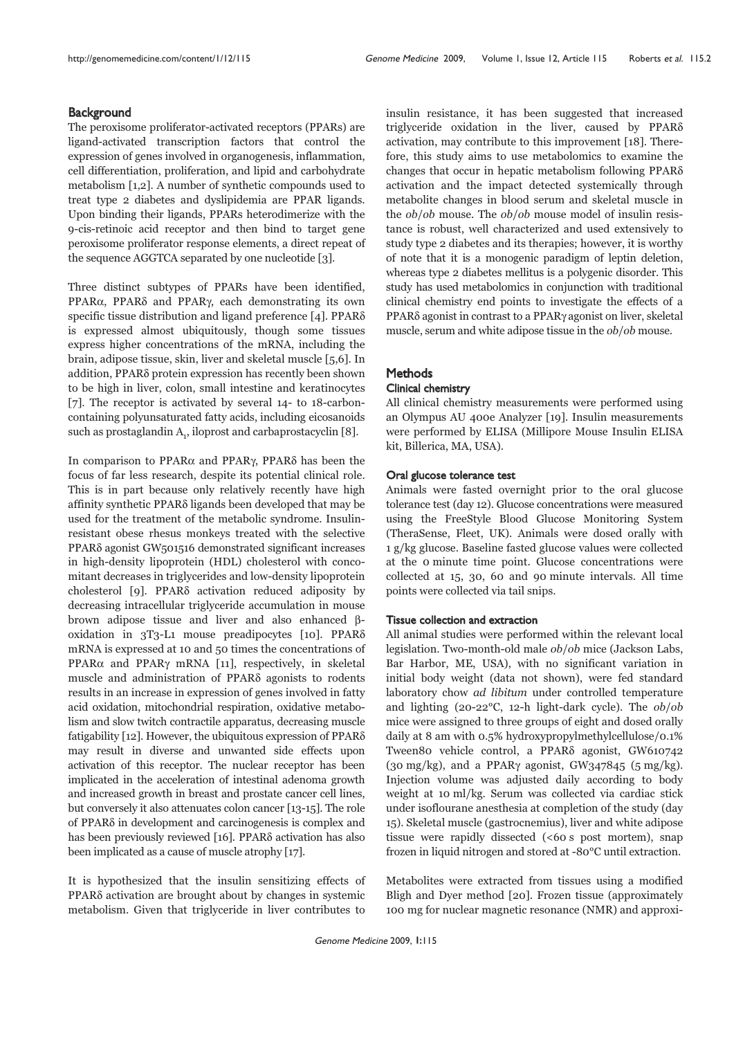## Background

The peroxisome proliferator-activated receptors (PPARs) are ligand-activated transcription factors that control the expression of genes involved in organogenesis, inflammation, cell differentiation, proliferation, and lipid and carbohydrate metabolism [1,2]. A number of synthetic compounds used to treat type 2 diabetes and dyslipidemia are PPAR ligands. Upon binding their ligands, PPARs heterodimerize with the 9-cis-retinoic acid receptor and then bind to target gene peroxisome proliferator response elements, a direct repeat of the sequence AGGTCA separated by one nucleotide [3].

Three distinct subtypes of PPARs have been identified, PPARα, PPARδ and PPARγ, each demonstrating its own specific tissue distribution and ligand preference [4]. PPARδ is expressed almost ubiquitously, though some tissues express higher concentrations of the mRNA, including the brain, adipose tissue, skin, liver and skeletal muscle [5,6]. In addition, PPARδ protein expression has recently been shown to be high in liver, colon, small intestine and keratinocytes [7]. The receptor is activated by several 14- to 18-carbon-containing polyunsaturated fatty acids, including eicosanoids such as prostaglandin $A_1$, iloprost and carbaprostacyclin [8].

In comparison to PPARα and PPARγ, PPARδ has been the focus of far less research, despite its potential clinical role. This is in part because only relatively recently have high affinity synthetic PPARδ ligands been developed that may be used for the treatment of the metabolic syndrome. Insulin-resistant obese rhesus monkeys treated with the selective PPARδ agonist GW501516 demonstrated significant increases in high-density lipoprotein (HDL) cholesterol with concomitant decreases in triglycerides and low-density lipoprotein cholesterol [9]. PPARδ activation reduced adiposity by decreasing intracellular triglyceride accumulation in mouse brown adipose tissue and liver and also enhanced β-oxidation in 3T3-L1 mouse preadipocytes [10]. PPARδ mRNA is expressed at 10 and 50 times the concentrations of PPARα and PPARγ mRNA [11], respectively, in skeletal muscle and administration of PPARδ agonists to rodents results in an increase in expression of genes involved in fatty acid oxidation, mitochondrial respiration, oxidative metabolism and slow twitch contractile apparatus, decreasing muscle fatigability [12]. However, the ubiquitous expression of PPARδ may result in diverse and unwanted side effects upon activation of this receptor. The nuclear receptor has been implicated in the acceleration of intestinal adenoma growth and increased growth in breast and prostate cancer cell lines, but conversely it also attenuates colon cancer [13-15]. The role of PPARδ in development and carcinogenesis is complex and has been previously reviewed [16]. PPARδ activation has also been implicated as a cause of muscle atrophy [17].

It is hypothesized that the insulin sensitizing effects of PPARδ activation are brought about by changes in systemic metabolism. Given that triglyceride in liver contributes to insulin resistance, it has been suggested that increased triglyceride oxidation in the liver, caused by PPARδ activation, may contribute to this improvement [18]. Therefore, this study aims to use metabolomics to examine the changes that occur in hepatic metabolism following PPARδ activation and the impact detected systemically through metabolite changes in blood serum and skeletal muscle in the *ob/ob* mouse. The *ob/ob* mouse model of insulin resistance is robust, well characterized and used extensively to study type 2 diabetes and its therapies; however, it is worthy of note that it is a monogenic paradigm of leptin deletion, whereas type 2 diabetes mellitus is a polygenic disorder. This study has used metabolomics in conjunction with traditional clinical chemistry end points to investigate the effects of a PPARδ agonist in contrast to a PPARγ agonist on liver, skeletal muscle, serum and white adipose tissue in the *ob/ob* mouse.

## Methods

### Clinical chemistry

All clinical chemistry measurements were performed using an Olympus AU 400e Analyzer [19]. Insulin measurements were performed by ELISA (Millipore Mouse Insulin ELISA kit, Billerica, MA, USA).

### Oral glucose tolerance test

Animals were fasted overnight prior to the oral glucose tolerance test (day 12). Glucose concentrations were measured using the FreeStyle Blood Glucose Monitoring System (TheraSense, Fleet, UK). Animals were dosed orally with 1 g/kg glucose. Baseline fasted glucose values were collected at the 0 minute time point. Glucose concentrations were collected at 15, 30, 60 and 90 minute intervals. All time points were collected via tail snips.

### Tissue collection and extraction

All animal studies were performed within the relevant local legislation. Two-month-old male *ob/ob* mice (Jackson Labs, Bar Harbor, ME, USA), with no significant variation in initial body weight (data not shown), were fed standard laboratory chow *ad libitum* under controlled temperature and lighting (20-22°C, 12-h light-dark cycle). The *ob/ob* mice were assigned to three groups of eight and dosed orally daily at 8 am with 0.5% hydroxypropylmethylcellulose/0.1% Tween80 vehicle control, a PPARδ agonist, GW610742 (30 mg/kg), and a PPARγ agonist, GW347845 (5 mg/kg). Injection volume was adjusted daily according to body weight at 10 ml/kg. Serum was collected via cardiac stick under isoflourane anesthesia at completion of the study (day 15). Skeletal muscle (gastrocnemius), liver and white adipose tissue were rapidly dissected (<60 s post mortem), snap frozen in liquid nitrogen and stored at -80°C until extraction.

Metabolites were extracted from tissues using a modified Bligh and Dyer method [20]. Frozen tissue (approximately 100 mg for nuclear magnetic resonance (NMR) and approxi-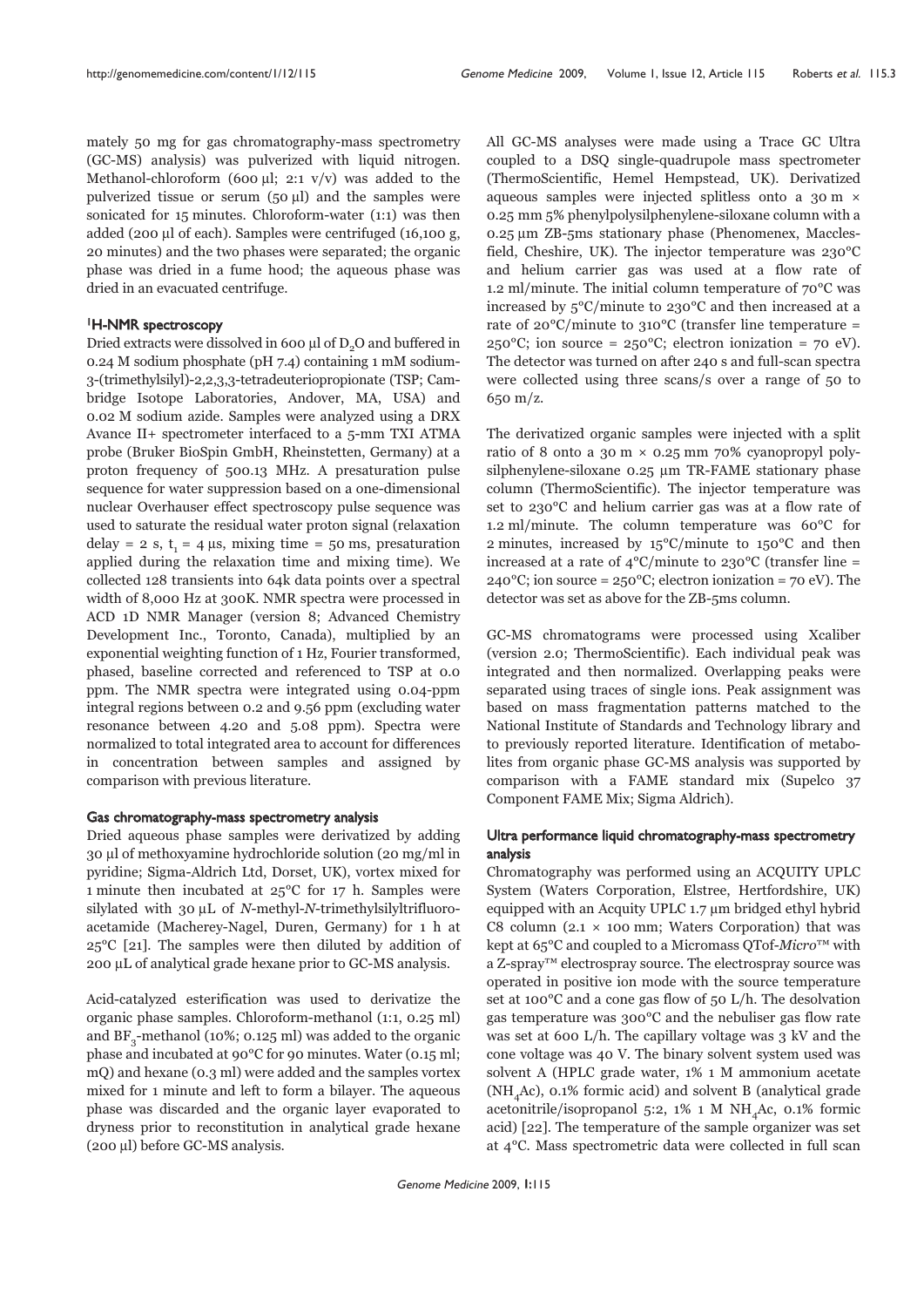mately 50 mg for gas chromatography-mass spectrometry (GC-MS) analysis) was pulverized with liquid nitrogen. Methanol-chloroform (600 µl; 2:1 v/v) was added to the pulverized tissue or serum (50 µl) and the samples were sonicated for 15 minutes. Chloroform-water (1:1) was then added (200 µl of each). Samples were centrifuged (16,100 g, 20 minutes) and the two phases were separated; the organic phase was dried in a fume hood; the aqueous phase was dried in an evacuated centrifuge.

### $^1$H-NMR spectroscopy

Dried extracts were dissolved in 600 µl of $D_2O$ and buffered in 0.24 M sodium phosphate (pH 7.4) containing 1 mM sodium-3-(trimethylsilyl)-2,2,3,3-tetradeuteriopropionate (TSP; Cambridge Isotope Laboratories, Andover, MA, USA) and 0.02 M sodium azide. Samples were analyzed using a DRX Avance II+ spectrometer interfaced to a 5-mm TXI ATMA probe (Bruker BioSpin GmbH, Rheinstetten, Germany) at a proton frequency of 500.13 MHz. A presaturation pulse sequence for water suppression based on a one-dimensional nuclear Overhauser effect spectroscopy pulse sequence was used to saturate the residual water proton signal (relaxation delay = 2 s, $t_1$ = 4 µs, mixing time = 50 ms, presaturation applied during the relaxation time and mixing time). We collected 128 transients into 64k data points over a spectral width of 8,000 Hz at 300K. NMR spectra were processed in ACD 1D NMR Manager (version 8; Advanced Chemistry Development Inc., Toronto, Canada), multiplied by an exponential weighting function of 1 Hz, Fourier transformed, phased, baseline corrected and referenced to TSP at 0.0 ppm. The NMR spectra were integrated using 0.04-ppm integral regions between 0.2 and 9.56 ppm (excluding water resonance between 4.20 and 5.08 ppm). Spectra were normalized to total integrated area to account for differences in concentration between samples and assigned by comparison with previous literature.

### Gas chromatography-mass spectrometry analysis

Dried aqueous phase samples were derivatized by adding 30 µl of methoxyamine hydrochloride solution (20 mg/ml in pyridine; Sigma-Aldrich Ltd, Dorset, UK), vortex mixed for 1 minute then incubated at 25°C for 17 h. Samples were silylated with 30 µL of *N*-methyl-*N*-trimethylsilyltrifluoroacetamide (Macherey-Nagel, Duren, Germany) for 1 h at 25°C [21]. The samples were then diluted by addition of 200 µL of analytical grade hexane prior to GC-MS analysis.

Acid-catalyzed esterification was used to derivatize the organic phase samples. Chloroform-methanol (1:1, 0.25 ml) and $BF_3$-methanol (10%; 0.125 ml) was added to the organic phase and incubated at 90°C for 90 minutes. Water (0.15 ml; mQ) and hexane (0.3 ml) were added and the samples vortex mixed for 1 minute and left to form a bilayer. The aqueous phase was discarded and the organic layer evaporated to dryness prior to reconstitution in analytical grade hexane (200 µl) before GC-MS analysis.

All GC-MS analyses were made using a Trace GC Ultra coupled to a DSQ single-quadrupole mass spectrometer (ThermoScientific, Hemel Hempstead, UK). Derivatized aqueous samples were injected splitless onto a 30 m × 0.25 mm 5% phenylpolysilphenylene-siloxane column with a 0.25 µm ZB-5ms stationary phase (Phenomenex, Macclesfield, Cheshire, UK). The injector temperature was 230°C and helium carrier gas was used at a flow rate of 1.2 ml/minute. The initial column temperature of 70°C was increased by 5°C/minute to 230°C and then increased at a rate of 20°C/minute to 310°C (transfer line temperature = 250°C; ion source = 250°C; electron ionization = 70 eV). The detector was turned on after 240 s and full-scan spectra were collected using three scans/s over a range of 50 to 650 m/z.

The derivatized organic samples were injected with a split ratio of 8 onto a 30 m × 0.25 mm 70% cyanopropyl polysilphenylene-siloxane 0.25 µm TR-FAME stationary phase column (ThermoScientific). The injector temperature was set to 230°C and helium carrier gas was at a flow rate of 1.2 ml/minute. The column temperature was 60°C for 2 minutes, increased by 15°C/minute to 150°C and then increased at a rate of 4°C/minute to 230°C (transfer line = 240°C; ion source = 250°C; electron ionization = 70 eV). The detector was set as above for the ZB-5ms column.

GC-MS chromatograms were processed using Xcaliber (version 2.0; ThermoScientific). Each individual peak was integrated and then normalized. Overlapping peaks were separated using traces of single ions. Peak assignment was based on mass fragmentation patterns matched to the National Institute of Standards and Technology library and to previously reported literature. Identification of metabolites from organic phase GC-MS analysis was supported by comparison with a FAME standard mix (Supelco 37 Component FAME Mix; Sigma Aldrich).

### Ultra performance liquid chromatography-mass spectrometry analysis

Chromatography was performed using an ACQUITY UPLC System (Waters Corporation, Elstree, Hertfordshire, UK) equipped with an Acquity UPLC 1.7 µm bridged ethyl hybrid C8 column (2.1 × 100 mm; Waters Corporation) that was kept at 65°C and coupled to a Micromass QTof-*Micro*™ with a Z-spray™ electrospray source. The electrospray source was operated in positive ion mode with the source temperature set at 100°C and a cone gas flow of 50 L/h. The desolvation gas temperature was 300°C and the nebuliser gas flow rate was set at 600 L/h. The capillary voltage was 3 kV and the cone voltage was 40 V. The binary solvent system used was solvent A (HPLC grade water, 1% 1 M ammonium acetate ($NH_4Ac$), 0.1% formic acid) and solvent B (analytical grade acetonitrile/isopropanol 5:2, 1% 1 M $NH_4Ac$, 0.1% formic acid) [22]. The temperature of the sample organizer was set at 4°C. Mass spectrometric data were collected in full scan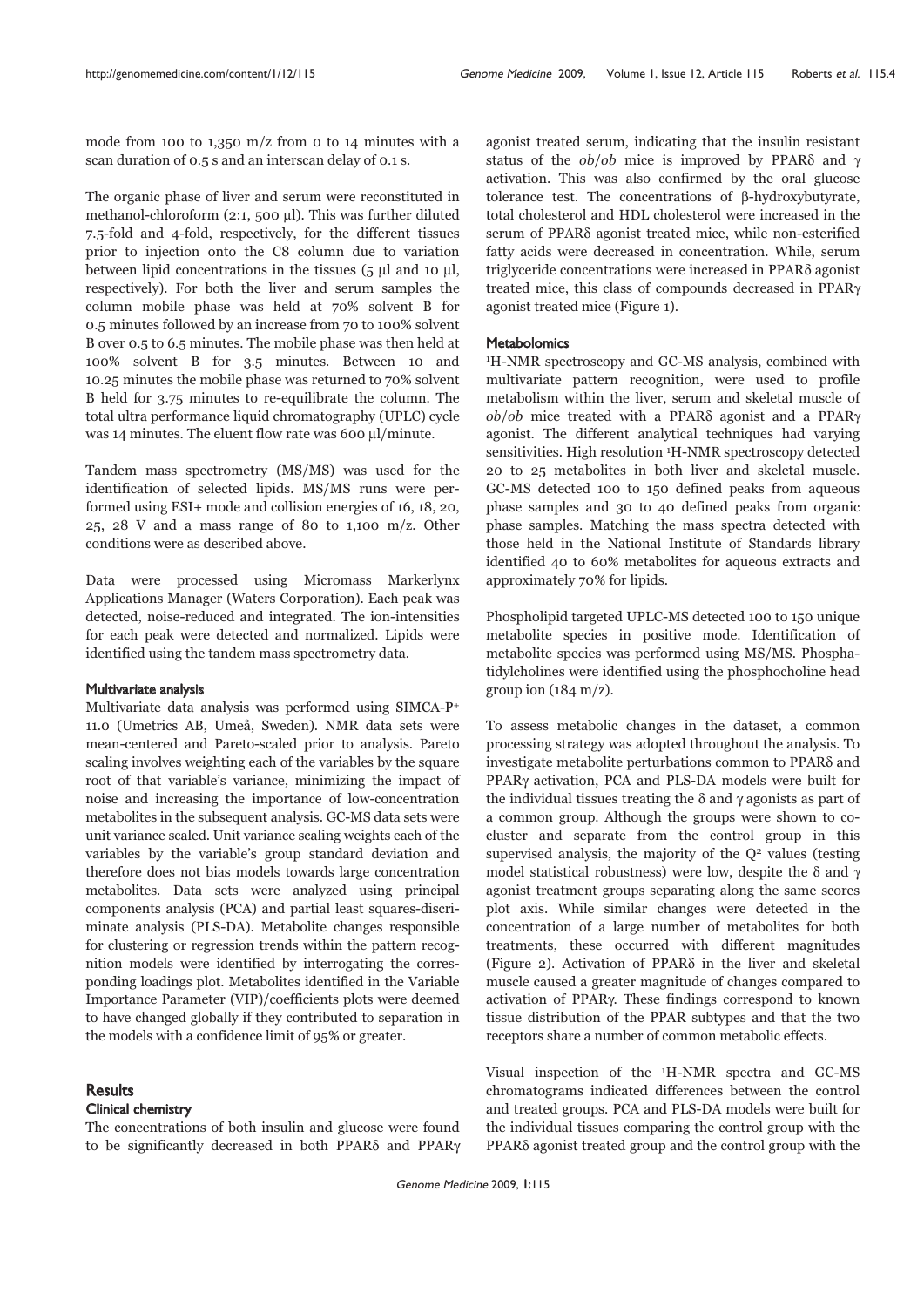mode from 100 to 1,350 m/z from 0 to 14 minutes with a scan duration of 0.5 s and an interscan delay of 0.1 s.

The organic phase of liver and serum were reconstituted in methanol-chloroform (2:1, 500 µl). This was further diluted 7.5-fold and 4-fold, respectively, for the different tissues prior to injection onto the C8 column due to variation between lipid concentrations in the tissues (5 µl and 10 µl, respectively). For both the liver and serum samples the column mobile phase was held at 70% solvent B for 0.5 minutes followed by an increase from 70 to 100% solvent B over 0.5 to 6.5 minutes. The mobile phase was then held at 100% solvent B for 3.5 minutes. Between 10 and 10.25 minutes the mobile phase was returned to 70% solvent B held for 3.75 minutes to re-equilibrate the column. The total ultra performance liquid chromatography (UPLC) cycle was 14 minutes. The eluent flow rate was 600 µl/minute.

Tandem mass spectrometry (MS/MS) was used for the identification of selected lipids. MS/MS runs were performed using ESI+ mode and collision energies of 16, 18, 20, 25, 28 V and a mass range of 80 to 1,100 m/z. Other conditions were as described above.

Data were processed using Micromass Markerlynx Applications Manager (Waters Corporation). Each peak was detected, noise-reduced and integrated. The ion-intensities for each peak were detected and normalized. Lipids were identified using the tandem mass spectrometry data.

### Multivariate analysis

Multivariate data analysis was performed using SIMCA-P+ 11.0 (Umetrics AB, Umeå, Sweden). NMR data sets were mean-centered and Pareto-scaled prior to analysis. Pareto scaling involves weighting each of the variables by the square root of that variable's variance, minimizing the impact of noise and increasing the importance of low-concentration metabolites in the subsequent analysis. GC-MS data sets were unit variance scaled. Unit variance scaling weights each of the variables by the variable's group standard deviation and therefore does not bias models towards large concentration metabolites. Data sets were analyzed using principal components analysis (PCA) and partial least squares-discriminate analysis (PLS-DA). Metabolite changes responsible for clustering or regression trends within the pattern recognition models were identified by interrogating the corresponding loadings plot. Metabolites identified in the Variable Importance Parameter (VIP)/coefficients plots were deemed to have changed globally if they contributed to separation in the models with a confidence limit of 95% or greater.

## Results

### Clinical chemistry

The concentrations of both insulin and glucose were found to be significantly decreased in both PPARδ and PPARγ agonist treated serum, indicating that the insulin resistant status of the *ob*/*ob* mice is improved by PPARδ and γ activation. This was also confirmed by the oral glucose tolerance test. The concentrations of β-hydroxybutyrate, total cholesterol and HDL cholesterol were increased in the serum of PPARδ agonist treated mice, while non-esterified fatty acids were decreased in concentration. While, serum triglyceride concentrations were increased in PPARδ agonist treated mice, this class of compounds decreased in PPARγ agonist treated mice (Figure 1).

### Metabolomics

$^1$H-NMR spectroscopy and GC-MS analysis, combined with multivariate pattern recognition, were used to profile metabolism within the liver, serum and skeletal muscle of *ob*/*ob* mice treated with a PPARδ agonist and a PPARγ agonist. The different analytical techniques had varying sensitivities. High resolution $^1$H-NMR spectroscopy detected 20 to 25 metabolites in both liver and skeletal muscle. GC-MS detected 100 to 150 defined peaks from aqueous phase samples and 30 to 40 defined peaks from organic phase samples. Matching the mass spectra detected with those held in the National Institute of Standards library identified 40 to 60% metabolites for aqueous extracts and approximately 70% for lipids.

Phospholipid targeted UPLC-MS detected 100 to 150 unique metabolite species in positive mode. Identification of metabolite species was performed using MS/MS. Phosphatidylcholines were identified using the phosphocholine head group ion (184 m/z).

To assess metabolic changes in the dataset, a common processing strategy was adopted throughout the analysis. To investigate metabolite perturbations common to PPARδ and PPARγ activation, PCA and PLS-DA models were built for the individual tissues treating the δ and γ agonists as part of a common group. Although the groups were shown to co-cluster and separate from the control group in this supervised analysis, the majority of the $Q^2$ values (testing model statistical robustness) were low, despite the δ and γ agonist treatment groups separating along the same scores plot axis. While similar changes were detected in the concentration of a large number of metabolites for both treatments, these occurred with different magnitudes (Figure 2). Activation of PPARδ in the liver and skeletal muscle caused a greater magnitude of changes compared to activation of PPARγ. These findings correspond to known tissue distribution of the PPAR subtypes and that the two receptors share a number of common metabolic effects.

Visual inspection of the $^1$H-NMR spectra and GC-MS chromatograms indicated differences between the control and treated groups. PCA and PLS-DA models were built for the individual tissues comparing the control group with the PPARδ agonist treated group and the control group with the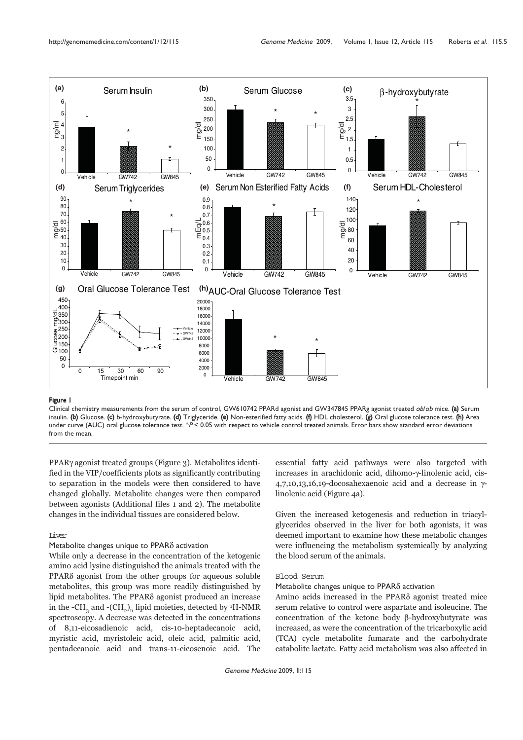**Figure 1**

Clinical chemistry measurements from the serum of control, GW610742 PPARd agonist and GW347845 PPARg agonist treated *ob*/*ob* mice. **(a)** Serum insulin. **(b)** Glucose. **(c)** b-hydroxybutyrate. **(d)** Triglyceride. **(e)** Non-esterified fatty acids. **(f)** HDL cholesterol. **(g)** Oral glucose tolerance test. **(h)** Area under curve (AUC) oral glucose tolerance test. \**P* < 0.05 with respect to vehicle control treated animals. Error bars show standard error deviations from the mean.

PPARγ agonist treated groups (Figure 3). Metabolites identified in the VIP/coefficients plots as significantly contributing to separation in the models were then considered to have changed globally. Metabolite changes were then compared between agonists (Additional files 1 and 2). The metabolite changes in the individual tissues are considered below.

### Liver

#### Metabolite changes unique to PPARδ activation

While only a decrease in the concentration of the ketogenic amino acid lysine distinguished the animals treated with the PPARδ agonist from the other groups for aqueous soluble metabolites, this group was more readily distinguished by lipid metabolites. The PPARδ agonist produced an increase in the $-CH_3$ and $-(CH_2)_n$ lipid moieties, detected by $^1$H-NMR spectroscopy. A decrease was detected in the concentrations of 8,11-eicosadienoic acid, cis-10-heptadecanoic acid, myristic acid, myristoleic acid, oleic acid, palmitic acid, pentadecanoic acid and trans-11-eicosenoic acid. The essential fatty acid pathways were also targeted with increases in arachidonic acid, dihomo-γ-linolenic acid, cis-4,7,10,13,16,19-docosahexaenoic acid and a decrease in γ-linolenic acid (Figure 4a).

Given the increased ketogenesis and reduction in triacylglycerides observed in the liver for both agonists, it was deemed important to examine how these metabolic changes were influencing the metabolism systemically by analyzing the blood serum of the animals.

### Blood Serum

#### Metabolite changes unique to PPARδ activation

Amino acids increased in the PPARδ agonist treated mice serum relative to control were aspartate and isoleucine. The concentration of the ketone body β-hydroxybutyrate was increased, as were the concentration of the tricarboxylic acid (TCA) cycle metabolite fumarate and the carbohydrate catabolite lactate. Fatty acid metabolism was also affected in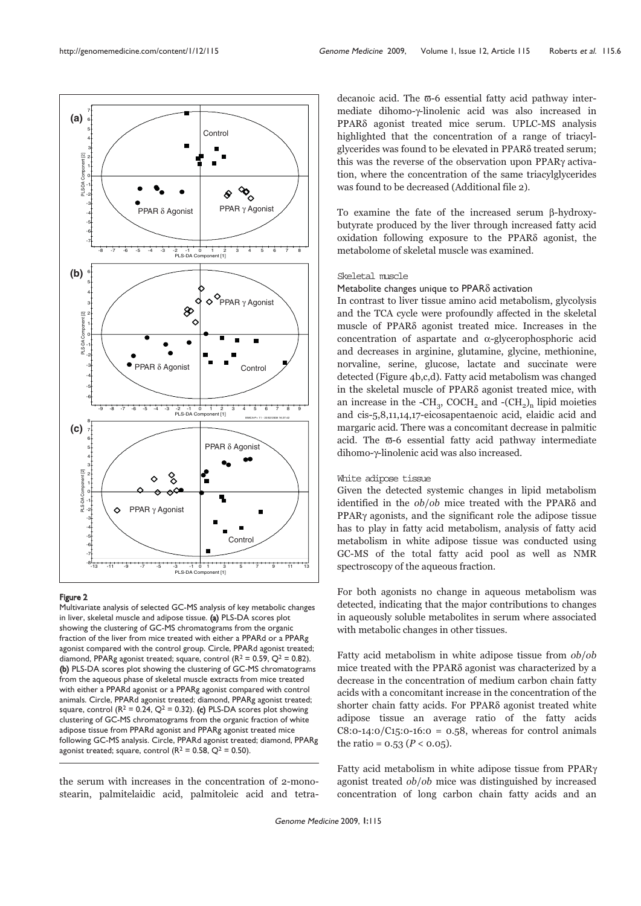**Figure 2**

Multivariate analysis of selected GC-MS analysis of key metabolic changes in liver, skeletal muscle and adipose tissue. **(a)** PLS-DA scores plot showing the clustering of GC-MS chromatograms from the organic fraction of the liver from mice treated with either a PPARd or a PPARg agonist compared with the control group. Circle, PPARd agonist treated; diamond, PPARg agonist treated; square, control ($R^2 = 0.59$, $Q^2 = 0.82$). **(b)** PLS-DA scores plot showing the clustering of GC-MS chromatograms from the aqueous phase of skeletal muscle extracts from mice treated with either a PPARd agonist or a PPARg agonist compared with control animals. Circle, PPARd agonist treated; diamond, PPARg agonist treated; square, control ($R^2 = 0.24$, $Q^2 = 0.32$). **(c)** PLS-DA scores plot showing clustering of GC-MS chromatograms from the organic fraction of white adipose tissue from PPARd agonist and PPARg agonist treated mice following GC-MS analysis. Circle, PPARd agonist treated; diamond, PPARg agonist treated; square, control ($R^2 = 0.58$, $Q^2 = 0.50$).

the serum with increases in the concentration of 2-monostearin, palmitelaidic acid, palmitoleic acid and tetradecanoic acid. The ϖ-6 essential fatty acid pathway intermediate dihomo-γ-linolenic acid was also increased in PPARδ agonist treated mice serum. UPLC-MS analysis highlighted that the concentration of a range of triacylglycerides was found to be elevated in PPARδ treated serum; this was the reverse of the observation upon PPARγ activation, where the concentration of the same triacylglycerides was found to be decreased (Additional file 2).

To examine the fate of the increased serum β-hydroxybutyrate produced by the liver through increased fatty acid oxidation following exposure to the PPARδ agonist, the metabolome of skeletal muscle was examined.

### Skeletal muscle

#### Metabolite changes unique to PPARδ activation

In contrast to liver tissue amino acid metabolism, glycolysis and the TCA cycle were profoundly affected in the skeletal muscle of PPARδ agonist treated mice. Increases in the concentration of aspartate and α-glycerophosphoric acid and decreases in arginine, glutamine, glycine, methionine, norvaline, serine, glucose, lactate and succinate were detected (Figure 4b,c,d). Fatty acid metabolism was changed in the skeletal muscle of PPARδ agonist treated mice, with an increase in the $-CH_3$, $COCH_2$ and $-(CH_2)_n$ lipid moieties and cis-5,8,11,14,17-eicosapentaenoic acid, elaidic acid and margaric acid. There was a concomitant decrease in palmitic acid. The ϖ-6 essential fatty acid pathway intermediate dihomo-γ-linolenic acid was also increased.

### White adipose tissue

Given the detected systemic changes in lipid metabolism identified in the *ob*/*ob* mice treated with the PPARδ and PPARγ agonists, and the significant role the adipose tissue has to play in fatty acid metabolism, analysis of fatty acid metabolism in white adipose tissue was conducted using GC-MS of the total fatty acid pool as well as NMR spectroscopy of the aqueous fraction.

For both agonists no change in aqueous metabolism was detected, indicating that the major contributions to changes in aqueously soluble metabolites in serum where associated with metabolic changes in other tissues.

Fatty acid metabolism in white adipose tissue from *ob*/*ob* mice treated with the PPARδ agonist was characterized by a decrease in the concentration of medium carbon chain fatty acids with a concomitant increase in the concentration of the shorter chain fatty acids. For PPARδ agonist treated white adipose tissue an average ratio of the fatty acids C8:0-14:0/C15:0-16:0 = 0.58, whereas for control animals the ratio = 0.53 ($P < 0.05$).

Fatty acid metabolism in white adipose tissue from PPARγ agonist treated *ob*/*ob* mice was distinguished by increased concentration of long carbon chain fatty acids and an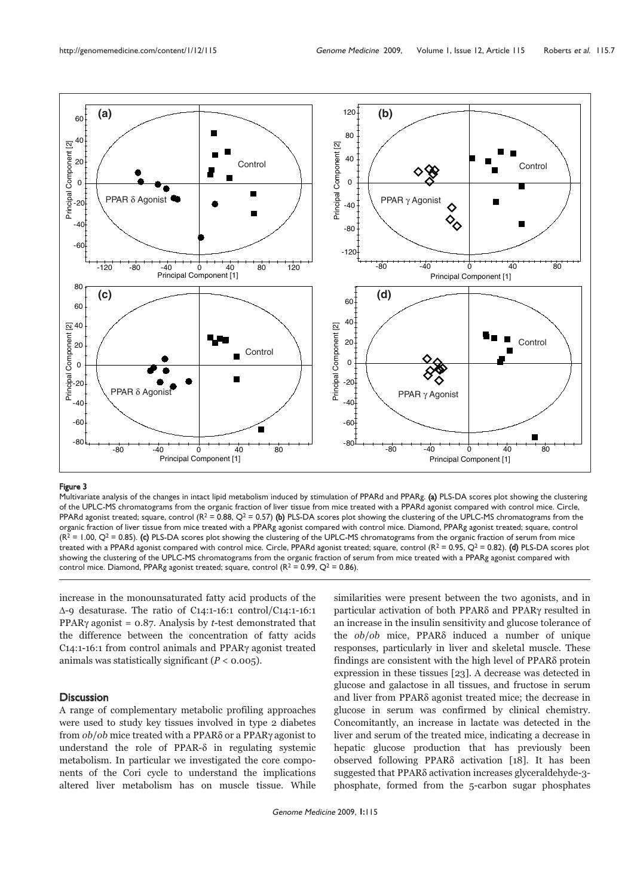**Figure 3**

Multivariate analysis of the changes in intact lipid metabolism induced by stimulation of PPARd and PPARg. **(a)** PLS-DA scores plot showing the clustering of the UPLC-MS chromatograms from the organic fraction of liver tissue from mice treated with a PPARd agonist compared with control mice. Circle, PPARd agonist treated; square, control ($R^2 = 0.88$, $Q^2 = 0.57$) **(b)** PLS-DA scores plot showing the clustering of the UPLC-MS chromatograms from the organic fraction of liver tissue from mice treated with a PPARg agonist compared with control mice. Diamond, PPARg agonist treated; square, control ($R^2 = 1.00$, $Q^2 = 0.85$). **(c)** PLS-DA scores plot showing the clustering of the UPLC-MS chromatograms from the organic fraction of serum from mice treated with a PPARd agonist compared with control mice. Circle, PPARd agonist treated; square, control ($R^2 = 0.95$, $Q^2 = 0.82$). **(d)** PLS-DA scores plot showing the clustering of the UPLC-MS chromatograms from the organic fraction of serum from mice treated with a PPARg agonist compared with control mice. Diamond, PPARg agonist treated; square, control ($R^2 = 0.99$, $Q^2 = 0.86$).

increase in the monounsaturated fatty acid products of the Δ-9 desaturase. The ratio of C14:1-16:1 control/C14:1-16:1 PPARγ agonist = 0.87. Analysis by *t*-test demonstrated that the difference between the concentration of fatty acids C14:1-16:1 from control animals and PPARγ agonist treated animals was statistically significant ($P < 0.005$).

## Discussion

A range of complementary metabolic profiling approaches were used to study key tissues involved in type 2 diabetes from *ob*/*ob* mice treated with a PPARδ or a PPARγ agonist to understand the role of PPAR-δ in regulating systemic metabolism. In particular we investigated the core components of the Cori cycle to understand the implications altered liver metabolism has on muscle tissue. While similarities were present between the two agonists, and in particular activation of both PPARδ and PPARγ resulted in an increase in the insulin sensitivity and glucose tolerance of the *ob*/*ob* mice, PPARδ induced a number of unique responses, particularly in liver and skeletal muscle. These findings are consistent with the high level of PPARδ protein expression in these tissues [23]. A decrease was detected in glucose and galactose in all tissues, and fructose in serum and liver from PPARδ agonist treated mice; the decrease in glucose in serum was confirmed by clinical chemistry. Concomitantly, an increase in lactate was detected in the liver and serum of the treated mice, indicating a decrease in hepatic glucose production that has previously been observed following PPARδ activation [18]. It has been suggested that PPARδ activation increases glyceraldehyde-3-phosphate, formed from the 5-carbon sugar phosphates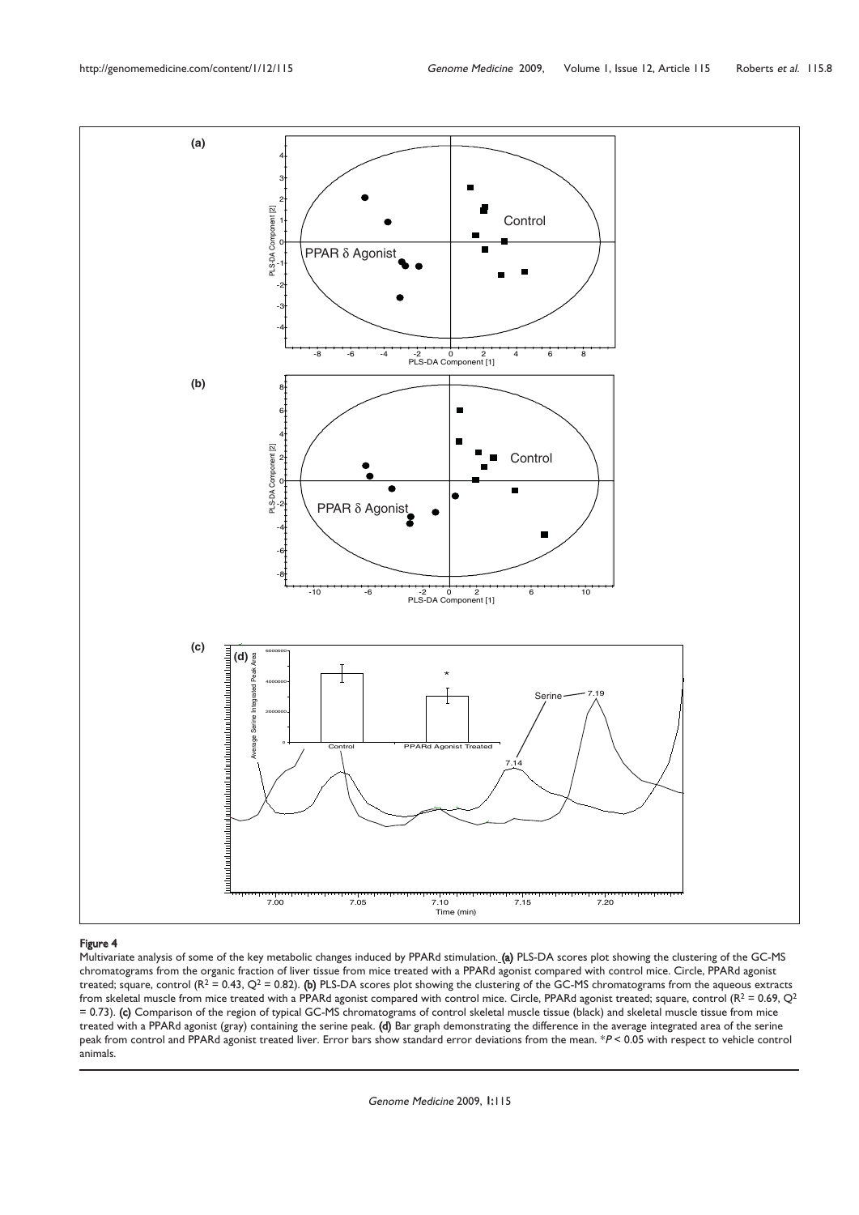**Figure 4**

Multivariate analysis of some of the key metabolic changes induced by PPARd stimulation. **(a)** PLS-DA scores plot showing the clustering of the GC-MS chromatograms from the organic fraction of liver tissue from mice treated with a PPARd agonist compared with control mice. Circle, PPARd agonist treated; square, control ($R^2$ = 0.43, $Q^2$ = 0.82). **(b)** PLS-DA scores plot showing the clustering of the GC-MS chromatograms from the aqueous extracts from skeletal muscle from mice treated with a PPARd agonist compared with control mice. Circle, PPARd agonist treated; square, control ($R^2$ = 0.69, $Q^2$ = 0.73). **(c)** Comparison of the region of typical GC-MS chromatograms of control skeletal muscle tissue (black) and skeletal muscle tissue from mice treated with a PPARd agonist (gray) containing the serine peak. **(d)** Bar graph demonstrating the difference in the average integrated area of the serine peak from control and PPARd agonist treated liver. Error bars show standard error deviations from the mean. \*$P < 0.05$ with respect to vehicle control animals.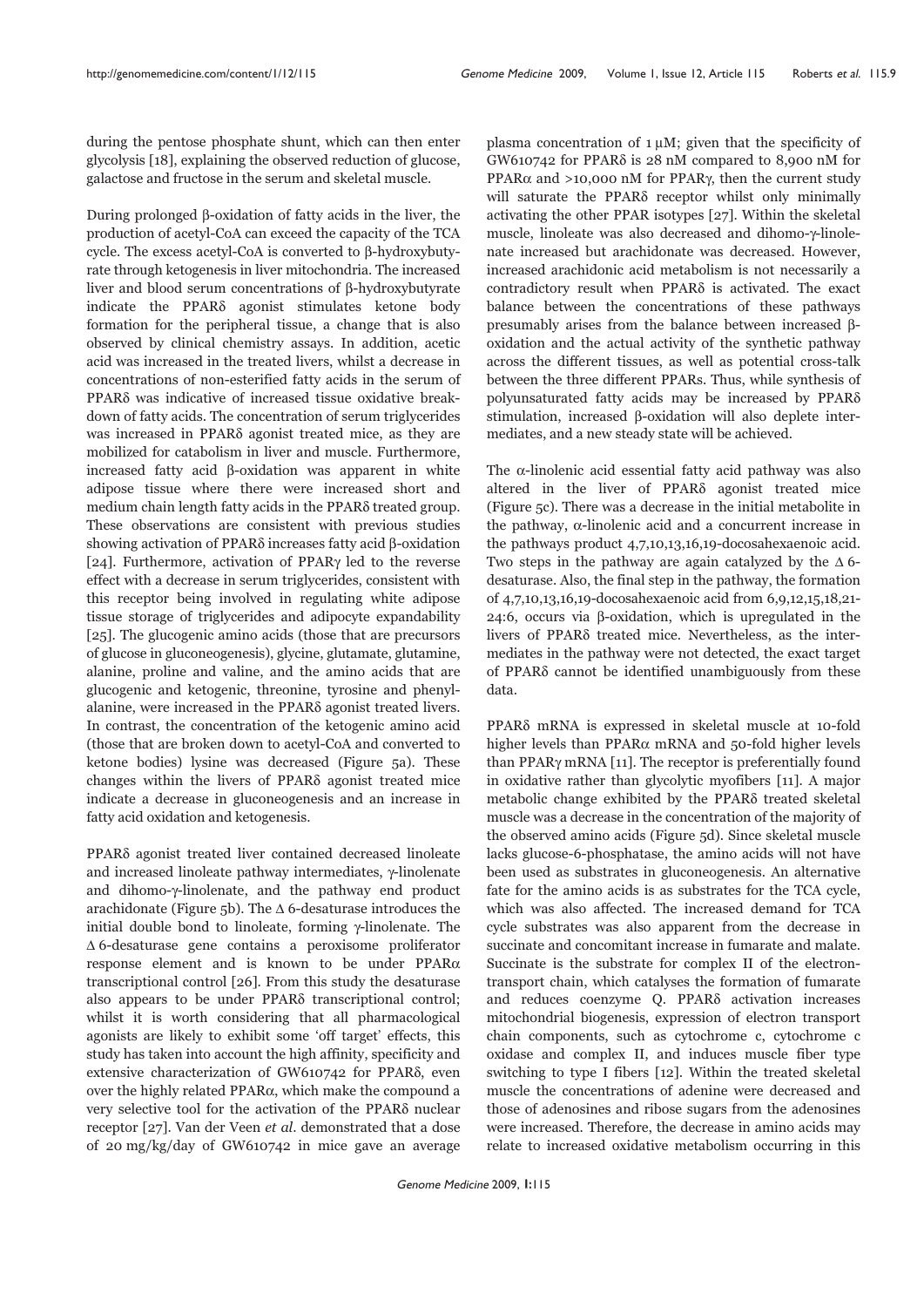during the pentose phosphate shunt, which can then enter glycolysis [18], explaining the observed reduction of glucose, galactose and fructose in the serum and skeletal muscle.

During prolonged β-oxidation of fatty acids in the liver, the production of acetyl-CoA can exceed the capacity of the TCA cycle. The excess acetyl-CoA is converted to β-hydroxybutyrate through ketogenesis in liver mitochondria. The increased liver and blood serum concentrations of β-hydroxybutyrate indicate the PPARδ agonist stimulates ketone body formation for the peripheral tissue, a change that is also observed by clinical chemistry assays. In addition, acetic acid was increased in the treated livers, whilst a decrease in concentrations of non-esterified fatty acids in the serum of PPARδ was indicative of increased tissue oxidative breakdown of fatty acids. The concentration of serum triglycerides was increased in PPARδ agonist treated mice, as they are mobilized for catabolism in liver and muscle. Furthermore, increased fatty acid β-oxidation was apparent in white adipose tissue where there were increased short and medium chain length fatty acids in the PPARδ treated group. These observations are consistent with previous studies showing activation of PPARδ increases fatty acid β-oxidation [24]. Furthermore, activation of PPARγ led to the reverse effect with a decrease in serum triglycerides, consistent with this receptor being involved in regulating white adipose tissue storage of triglycerides and adipocyte expandability [25]. The glucogenic amino acids (those that are precursors of glucose in gluconeogenesis), glycine, glutamate, glutamine, alanine, proline and valine, and the amino acids that are glucogenic and ketogenic, threonine, tyrosine and phenylalanine, were increased in the PPARδ agonist treated livers. In contrast, the concentration of the ketogenic amino acid (those that are broken down to acetyl-CoA and converted to ketone bodies) lysine was decreased (Figure 5a). These changes within the livers of PPARδ agonist treated mice indicate a decrease in gluconeogenesis and an increase in fatty acid oxidation and ketogenesis.

PPARδ agonist treated liver contained decreased linoleate and increased linoleate pathway intermediates, γ-linolenate and dihomo-γ-linolenate, and the pathway end product arachidonate (Figure 5b). The Δ 6-desaturase introduces the initial double bond to linoleate, forming γ-linolenate. The Δ 6-desaturase gene contains a peroxisome proliferator response element and is known to be under PPARα transcriptional control [26]. From this study the desaturase also appears to be under PPARδ transcriptional control; whilst it is worth considering that all pharmacological agonists are likely to exhibit some 'off target' effects, this study has taken into account the high affinity, specificity and extensive characterization of GW610742 for PPARδ, even over the highly related PPARα, which make the compound a very selective tool for the activation of the PPARδ nuclear receptor [27]. Van der Veen *et al.* demonstrated that a dose of 20 mg/kg/day of GW610742 in mice gave an average plasma concentration of 1 μM; given that the specificity of GW610742 for PPARδ is 28 nM compared to 8,900 nM for PPARα and >10,000 nM for PPARγ, then the current study will saturate the PPARδ receptor whilst only minimally activating the other PPAR isotypes [27]. Within the skeletal muscle, linoleate was also decreased and dihomo-γ-linolenate increased but arachidonate was decreased. However, increased arachidonic acid metabolism is not necessarily a contradictory result when PPARδ is activated. The exact balance between the concentrations of these pathways presumably arises from the balance between increased β-oxidation and the actual activity of the synthetic pathway across the different tissues, as well as potential cross-talk between the three different PPARs. Thus, while synthesis of polyunsaturated fatty acids may be increased by PPARδ stimulation, increased β-oxidation will also deplete intermediates, and a new steady state will be achieved.

The α-linolenic acid essential fatty acid pathway was also altered in the liver of PPARδ agonist treated mice (Figure 5c). There was a decrease in the initial metabolite in the pathway, α-linolenic acid and a concurrent increase in the pathways product 4,7,10,13,16,19-docosahexaenoic acid. Two steps in the pathway are again catalyzed by the Δ 6-desaturase. Also, the final step in the pathway, the formation of 4,7,10,13,16,19-docosahexaenoic acid from 6,9,12,15,18,21-24:6, occurs via β-oxidation, which is upregulated in the livers of PPARδ treated mice. Nevertheless, as the intermediates in the pathway were not detected, the exact target of PPARδ cannot be identified unambiguously from these data.

PPARδ mRNA is expressed in skeletal muscle at 10-fold higher levels than PPARα mRNA and 50-fold higher levels than PPARγ mRNA [11]. The receptor is preferentially found in oxidative rather than glycolytic myofibers [11]. A major metabolic change exhibited by the PPARδ treated skeletal muscle was a decrease in the concentration of the majority of the observed amino acids (Figure 5d). Since skeletal muscle lacks glucose-6-phosphatase, the amino acids will not have been used as substrates in gluconeogenesis. An alternative fate for the amino acids is as substrates for the TCA cycle, which was also affected. The increased demand for TCA cycle substrates was also apparent from the decrease in succinate and concomitant increase in fumarate and malate. Succinate is the substrate for complex II of the electron-transport chain, which catalyses the formation of fumarate and reduces coenzyme Q. PPARδ activation increases mitochondrial biogenesis, expression of electron transport chain components, such as cytochrome c, cytochrome c oxidase and complex II, and induces muscle fiber type switching to type I fibers [12]. Within the treated skeletal muscle the concentrations of adenine were decreased and those of adenosines and ribose sugars from the adenosines were increased. Therefore, the decrease in amino acids may relate to increased oxidative metabolism occurring in this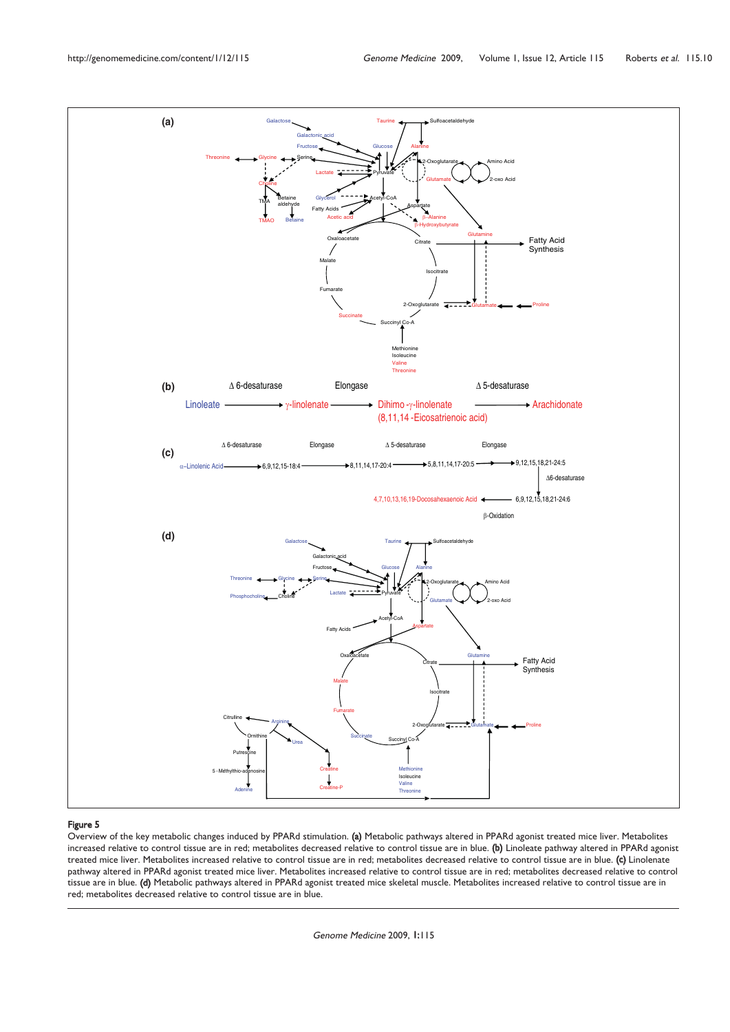**Figure 5**

Overview of the key metabolic changes induced by PPARd stimulation. **(a)** Metabolic pathways altered in PPARd agonist treated mice liver. Metabolites increased relative to control tissue are in red; metabolites decreased relative to control tissue are in blue. **(b)** Linoleate pathway altered in PPARd agonist treated mice liver. Metabolites increased relative to control tissue are in red; metabolites decreased relative to control tissue are in blue. **(c)** Linolenate pathway altered in PPARd agonist treated mice liver. Metabolites increased relative to control tissue are in red; metabolites decreased relative to control tissue are in blue. **(d)** Metabolic pathways altered in PPARd agonist treated mice skeletal muscle. Metabolites increased relative to control tissue are in red; metabolites decreased relative to control tissue are in blue.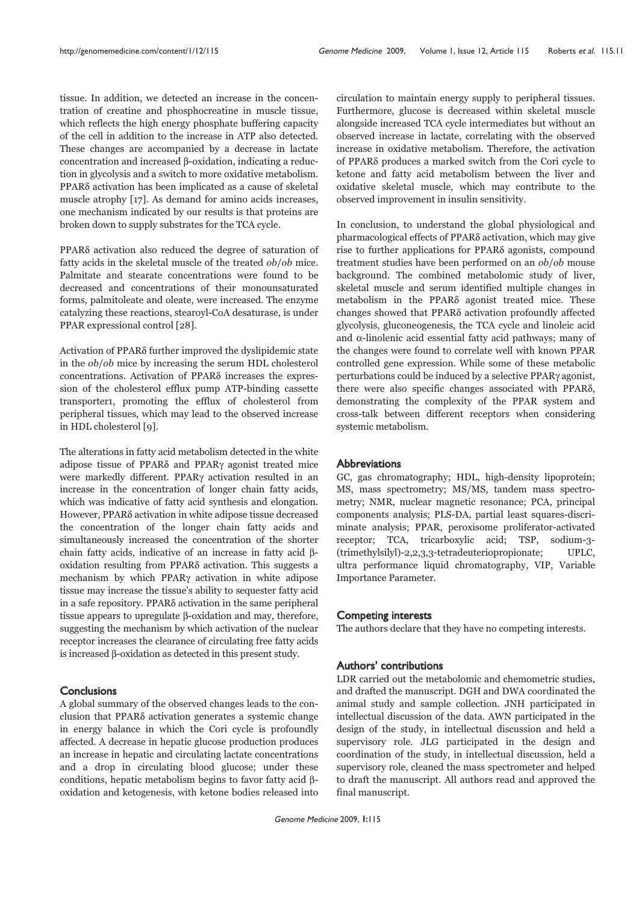tissue. In addition, we detected an increase in the concentration of creatine and phosphocreatine in muscle tissue, which reflects the high energy phosphate buffering capacity of the cell in addition to the increase in ATP also detected. These changes are accompanied by a decrease in lactate concentration and increased β-oxidation, indicating a reduction in glycolysis and a switch to more oxidative metabolism. PPARδ activation has been implicated as a cause of skeletal muscle atrophy [17]. As demand for amino acids increases, one mechanism indicated by our results is that proteins are broken down to supply substrates for the TCA cycle.

PPARδ activation also reduced the degree of saturation of fatty acids in the skeletal muscle of the treated *ob*/*ob* mice. Palmitate and stearate concentrations were found to be decreased and concentrations of their monounsaturated forms, palmitoleate and oleate, were increased. The enzyme catalyzing these reactions, stearoyl-CoA desaturase, is under PPAR expressional control [28].

Activation of PPARδ further improved the dyslipidemic state in the *ob*/*ob* mice by increasing the serum HDL cholesterol concentrations. Activation of PPARδ increases the expression of the cholesterol efflux pump ATP-binding cassette transporter1, promoting the efflux of cholesterol from peripheral tissues, which may lead to the observed increase in HDL cholesterol [9].

The alterations in fatty acid metabolism detected in the white adipose tissue of PPARδ and PPARγ agonist treated mice were markedly different. PPARγ activation resulted in an increase in the concentration of longer chain fatty acids, which was indicative of fatty acid synthesis and elongation. However, PPARδ activation in white adipose tissue decreased the concentration of the longer chain fatty acids and simultaneously increased the concentration of the shorter chain fatty acids, indicative of an increase in fatty acid β-oxidation resulting from PPARδ activation. This suggests a mechanism by which PPARγ activation in white adipose tissue may increase the tissue's ability to sequester fatty acid in a safe repository. PPARδ activation in the same peripheral tissue appears to upregulate β-oxidation and may, therefore, suggesting the mechanism by which activation of the nuclear receptor increases the clearance of circulating free fatty acids is increased β-oxidation as detected in this present study.

## Conclusions

A global summary of the observed changes leads to the conclusion that PPARδ activation generates a systemic change in energy balance in which the Cori cycle is profoundly affected. A decrease in hepatic glucose production produces an increase in hepatic and circulating lactate concentrations and a drop in circulating blood glucose; under these conditions, hepatic metabolism begins to favor fatty acid β-oxidation and ketogenesis, with ketone bodies released into circulation to maintain energy supply to peripheral tissues. Furthermore, glucose is decreased within skeletal muscle alongside increased TCA cycle intermediates but without an observed increase in lactate, correlating with the observed increase in oxidative metabolism. Therefore, the activation of PPARδ produces a marked switch from the Cori cycle to ketone and fatty acid metabolism between the liver and oxidative skeletal muscle, which may contribute to the observed improvement in insulin sensitivity.

In conclusion, to understand the global physiological and pharmacological effects of PPARδ activation, which may give rise to further applications for PPARδ agonists, compound treatment studies have been performed on an *ob*/*ob* mouse background. The combined metabolomic study of liver, skeletal muscle and serum identified multiple changes in metabolism in the PPARδ agonist treated mice. These changes showed that PPARδ activation profoundly affected glycolysis, gluconeogenesis, the TCA cycle and linoleic acid and α-linolenic acid essential fatty acid pathways; many of the changes were found to correlate well with known PPAR controlled gene expression. While some of these metabolic perturbations could be induced by a selective PPARγ agonist, there were also specific changes associated with PPARδ, demonstrating the complexity of the PPAR system and cross-talk between different receptors when considering systemic metabolism.

## Abbreviations

GC, gas chromatography; HDL, high-density lipoprotein; MS, mass spectrometry; MS/MS, tandem mass spectrometry; NMR, nuclear magnetic resonance; PCA, principal components analysis; PLS-DA, partial least squares-discriminate analysis; PPAR, peroxisome proliferator-activated receptor; TCA, tricarboxylic acid; TSP, sodium-3-(trimethylsilyl)-2,2,3,3-tetradeuteriopropionate; UPLC, ultra performance liquid chromatography, VIP, Variable Importance Parameter.

## Competing interests

The authors declare that they have no competing interests.

## Authors' contributions

LDR carried out the metabolomic and chemometric studies, and drafted the manuscript. DGH and DWA coordinated the animal study and sample collection. JNH participated in intellectual discussion of the data. AWN participated in the design of the study, in intellectual discussion and held a supervisory role. JLG participated in the design and coordination of the study, in intellectual discussion, held a supervisory role, cleaned the mass spectrometer and helped to draft the manuscript. All authors read and approved the final manuscript.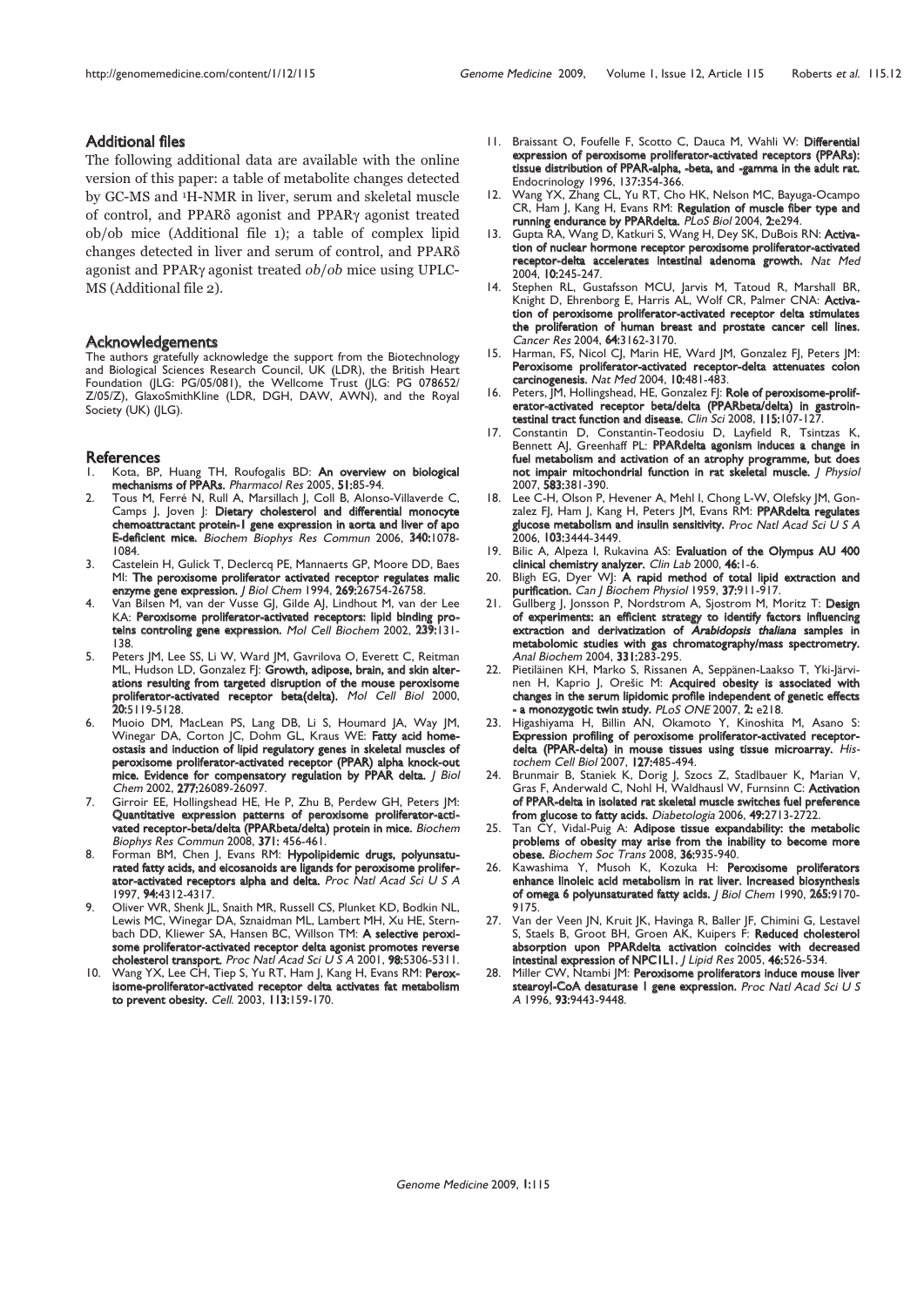## Additional files

The following additional data are available with the online version of this paper: a table of metabolite changes detected by GC-MS and [1]H-NMR in liver, serum and skeletal muscle of control, and PPARδ agonist and PPARγ agonist treated ob/ob mice (Additional file 1); a table of complex lipid changes detected in liver and serum of control, and PPARδ agonist and PPARγ agonist treated *ob/ob* mice using UPLC-MS (Additional file 2).

## Acknowledgements

The authors gratefully acknowledge the support from the Biotechnology and Biological Sciences Research Council, UK (LDR), the British Heart Foundation (JLG: PG/05/081), the Wellcome Trust (JLG: PG 078652/Z/05/Z), GlaxoSmithKline (LDR, DGH, DAW, AWN), and the Royal Society (UK) (JLG).

## References

1. Kota, BP, Huang TH, Roufogalis BD: **An overview on biological mechanisms of PPARs.** *Pharmacol Res* 2005, **51:**85-94.
2. Tous M, Ferré N, Rull A, Marsillach J, Coll B, Alonso-Villaverde C, Camps J, Joven J: **Dietary cholesterol and differential monocyte chemoattractant protein-1 gene expression in aorta and liver of apo E-deficient mice.** *Biochem Biophys Res Commun* 2006, **340:**1078-1084.
3. Castelein H, Gulick T, Declercq PE, Mannaerts GP, Moore DD, Baes MI: **The peroxisome proliferator activated receptor regulates malic enzyme gene expression.** *J Biol Chem* 1994, **269:**26754-26758.
4. Van Bilsen M, van der Vusse GJ, Gilde AJ, Lindhout M, van der Lee KA: **Peroxisome proliferator-activated receptors: lipid binding proteins controling gene expression.** *Mol Cell Biochem* 2002, **239:**131-138.
5. Peters JM, Lee SS, Li W, Ward JM, Gavrilova O, Everett C, Reitman ML, Hudson LD, Gonzalez FJ: **Growth, adipose, brain, and skin alterations resulting from targeted disruption of the mouse peroxisome proliferator-activated receptor beta(delta).** *Mol Cell Biol* 2000, **20:**5119-5128.
6. Muoio DM, MacLean PS, Lang DB, Li S, Houmard JA, Way JM, Winegar DA, Corton JC, Dohm GL, Kraus WE: **Fatty acid homeostasis and induction of lipid regulatory genes in skeletal muscles of peroxisome proliferator-activated receptor (PPAR) alpha knock-out mice. Evidence for compensatory regulation by PPAR delta.** *J Biol Chem* 2002, **277:**26089-26097.
7. Girroir EE, Hollingshead HE, He P, Zhu B, Perdew GH, Peters JM: **Quantitative expression patterns of peroxisome proliferator-activated receptor-beta/delta (PPARbeta/delta) protein in mice.** *Biochem Biophys Res Commun* 2008, **371:** 456-461.
8. Forman BM, Chen J, Evans RM: **Hypolipidemic drugs, polyunsaturated fatty acids, and eicosanoids are ligands for peroxisome proliferator-activated receptors alpha and delta.** *Proc Natl Acad Sci U S A* 1997, **94:**4312-4317.
9. Oliver WR, Shenk JL, Snaith MR, Russell CS, Plunket KD, Bodkin NL, Lewis MC, Winegar DA, Sznaidman ML, Lambert MH, Xu HE, Sternbach DD, Kliewer SA, Hansen BC, Willson TM: **A selective peroxisome proliferator-activated receptor delta agonist promotes reverse cholesterol transport.** *Proc Natl Acad Sci U S A* 2001, **98:**5306-5311.
10. Wang YX, Lee CH, Tiep S, Yu RT, Ham J, Kang H, Evans RM: **Peroxisome-proliferator-activated receptor delta activates fat metabolism to prevent obesity.** *Cell.* 2003, **113:**159-170.
11. Braissant O, Foufelle F, Scotto C, Dauca M, Wahli W: **Differential expression of peroxisome proliferator-activated receptors (PPARs): tissue distribution of PPAR-alpha, -beta, and -gamma in the adult rat.** Endocrinology 1996, 137:354-366.
12. Wang YX, Zhang CL, Yu RT, Cho HK, Nelson MC, Bayuga-Ocampo CR, Ham J, Kang H, Evans RM: **Regulation of muscle fiber type and running endurance by PPARdelta.** *PLoS Biol* 2004, **2:**e294.
13. Gupta RA, Wang D, Katkuri S, Wang H, Dey SK, DuBois RN: **Activation of nuclear hormone receptor peroxisome proliferator-activated receptor-delta accelerates intestinal adenoma growth.** *Nat Med* 2004, **10:**245-247.
14. Stephen RL, Gustafsson MCU, Jarvis M, Tatoud R, Marshall BR, Knight D, Ehrenborg E, Harris AL, Wolf CR, Palmer CNA: **Activation of peroxisome proliferator-activated receptor delta stimulates the proliferation of human breast and prostate cancer cell lines.** *Cancer Res* 2004, **64:**3162-3170.
15. Harman, FS, Nicol CJ, Marin HE, Ward JM, Gonzalez FJ, Peters JM: **Peroxisome proliferator-activated receptor-delta attenuates colon carcinogenesis.** *Nat Med* 2004, **10:**481-483.
16. Peters, JM, Hollingshead, HE, Gonzalez FJ: **Role of peroxisome-proliferator-activated receptor beta/delta (PPARbeta/delta) in gastrointestinal tract function and disease.** *Clin Sci* 2008, **115:**107-127.
17. Constantin D, Constantin-Teodosiu D, Layfield R, Tsintzas K, Bennett AJ, Greenhaff PL: **PPARdelta agonism induces a change in fuel metabolism and activation of an atrophy programme, but does not impair mitochondrial function in rat skeletal muscle.** *J Physiol* 2007, **583:**381-390.
18. Lee C-H, Olson P, Hevener A, Mehl I, Chong L-W, Olefsky JM, Gonzalez FJ, Ham J, Kang H, Peters JM, Evans RM: **PPARdelta regulates glucose metabolism and insulin sensitivity.** *Proc Natl Acad Sci U S A* 2006, **103:**3444-3449.
19. Bilic A, Alpeza I, Rukavina AS: **Evaluation of the Olympus AU 400 clinical chemistry analyzer.** *Clin Lab* 2000, **46:**1-6.
20. Bligh EG, Dyer WJ: **A rapid method of total lipid extraction and purification.** *Can J Biochem Physiol* 1959, **37:**911-917.
21. Gullberg J, Jonsson P, Nordstrom A, Sjostrom M, Moritz T: **Design of experiments: an efficient strategy to identify factors influencing extraction and derivatization of *Arabidopsis thaliana* samples in metabolomic studies with gas chromatography/mass spectrometry.** *Anal Biochem* 2004, **331:**283-295.
22. Pietiläinen KH, Marko S, Rissanen A, Seppänen-Laakso T, Yki-Järvinen H, Kaprio J, Orešic M: **Acquired obesity is associated with changes in the serum lipidomic profile independent of genetic effects - a monozygotic twin study.** *PLoS ONE* 2007, **2:** e218.
23. Higashiyama H, Billin AN, Okamoto Y, Kinoshita M, Asano S: **Expression profiling of peroxisome proliferator-activated receptor-delta (PPAR-delta) in mouse tissues using tissue microarray.** *Histochem Cell Biol* 2007, **127:**485-494.
24. Brunmair B, Staniek K, Dorig J, Szocs Z, Stadlbauer K, Marian V, Gras F, Anderwald C, Nohl H, Waldhausl W, Furnsinn C: **Activation of PPAR-delta in isolated rat skeletal muscle switches fuel preference from glucose to fatty acids.** *Diabetologia* 2006, **49:**2713-2722.
25. Tan CY, Vidal-Puig A: **Adipose tissue expandability: the metabolic problems of obesity may arise from the inability to become more obese.** *Biochem Soc Trans* 2008, **36:**935-940.
26. Kawashima Y, Musoh K, Kozuka H: **Peroxisome proliferators enhance linoleic acid metabolism in rat liver. Increased biosynthesis of omega 6 polyunsaturated fatty acids.** *J Biol Chem* 1990, **265:**9170-9175.
27. Van der Veen JN, Kruit JK, Havinga R, Baller JF, Chimini G, Lestavel S, Staels B, Groot BH, Groen AK, Kuipers F: **Reduced cholesterol absorption upon PPARdelta activation coincides with decreased intestinal expression of NPC1L1.** *J Lipid Res* 2005, **46:**526-534.
28. Miller CW, Ntambi JM: **Peroxisome proliferators induce mouse liver stearoyl-CoA desaturase 1 gene expression.** *Proc Natl Acad Sci U S A* 1996, **93:**9443-9448.